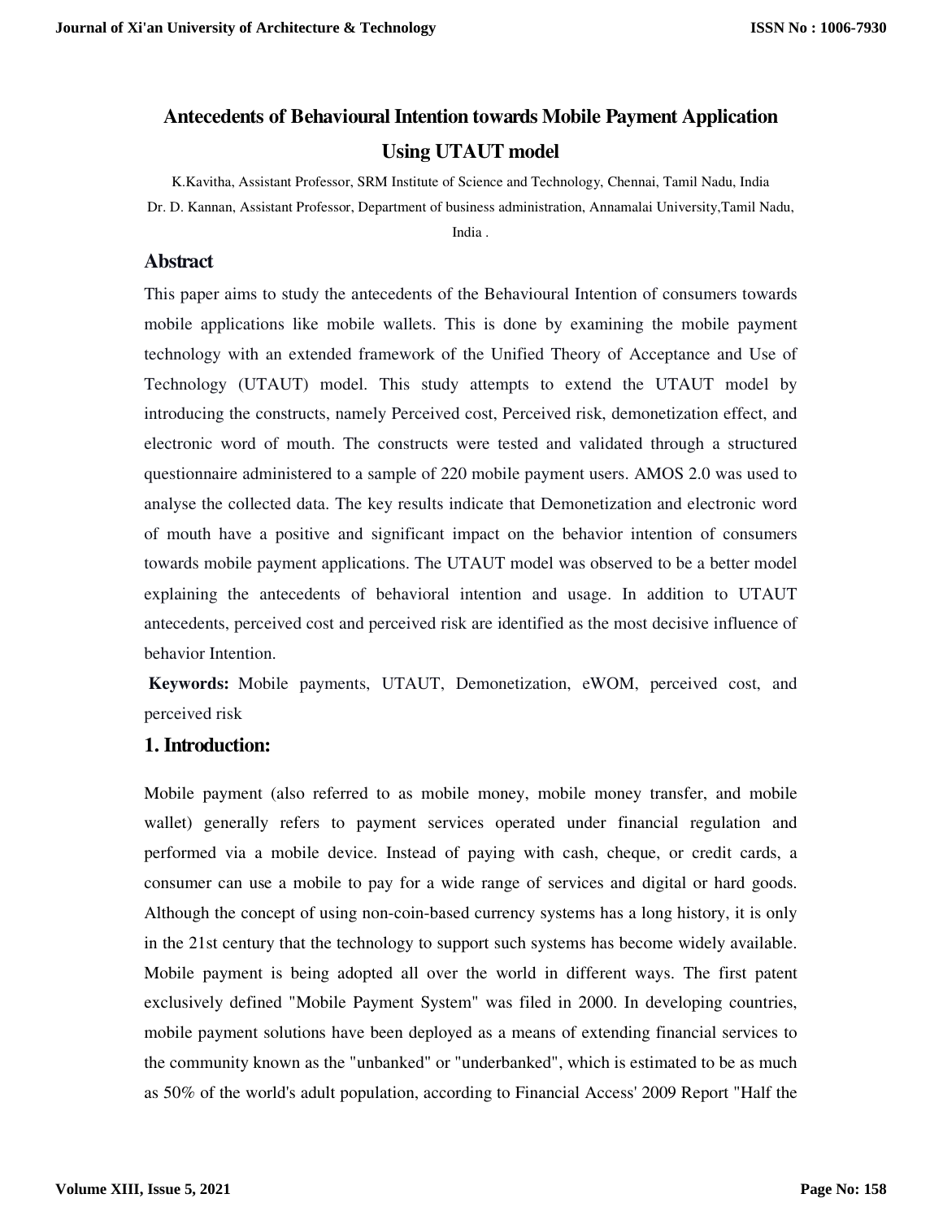# Antecedents of Behavioural Intention towards Mobile Payment Application Using UTAUT model

K.Kavitha, Assistant Professor, SRM Institute of Science and Technology, Chennai, Tamil Nadu, India

Dr. D. Kannan, Assistant Professor, Department of business administration, Annamalai University,Tamil Nadu, India .

## Abstract

This paper aims to study the antecedents of the Behavioural Intention of consumers towards mobile applications like mobile wallets. This is done by examining the mobile payment technology with an extended framework of the Unified Theory of Acceptance and Use of Technology (UTAUT) model. This study attempts to extend the UTAUT model by introducing the constructs, namely Perceived cost, Perceived risk, demonetization effect, and electronic word of mouth. The constructs were tested and validated through a structured questionnaire administered to a sample of 220 mobile payment users. AMOS 2.0 was used to analyse the collected data. The key results indicate that Demonetization and electronic word of mouth have a positive and significant impact on the behavior intention of consumers towards mobile payment applications. The UTAUT model was observed to be a better model explaining the antecedents of behavioral intention and usage. In addition to UTAUT antecedents, perceived cost and perceived risk are identified as the most decisive influence of behavior Intention.

**Keywords:** Mobile payments, UTAUT, Demonetization, eWOM, perceived cost, and perceived risk

## 1. Introduction:

Mobile payment (also referred to as mobile money, mobile money transfer, and mobile wallet) generally refers to payment services operated under financial regulation and performed via a mobile device. Instead of paying with cash, cheque, or credit cards, a consumer can use a mobile to pay for a wide range of services and digital or hard goods. Although the concept of using non-coin-based currency systems has a long history, it is only in the 21st century that the technology to support such systems has become widely available. Mobile payment is being adopted all over the world in different ways. The first patent exclusively defined "Mobile Payment System" was filed in 2000. In developing countries, mobile payment solutions have been deployed as a means of extending financial services to the community known as the "unbanked" or "underbanked", which is estimated to be as much as 50% of the world's adult population, according to Financial Access' 2009 Report "Half the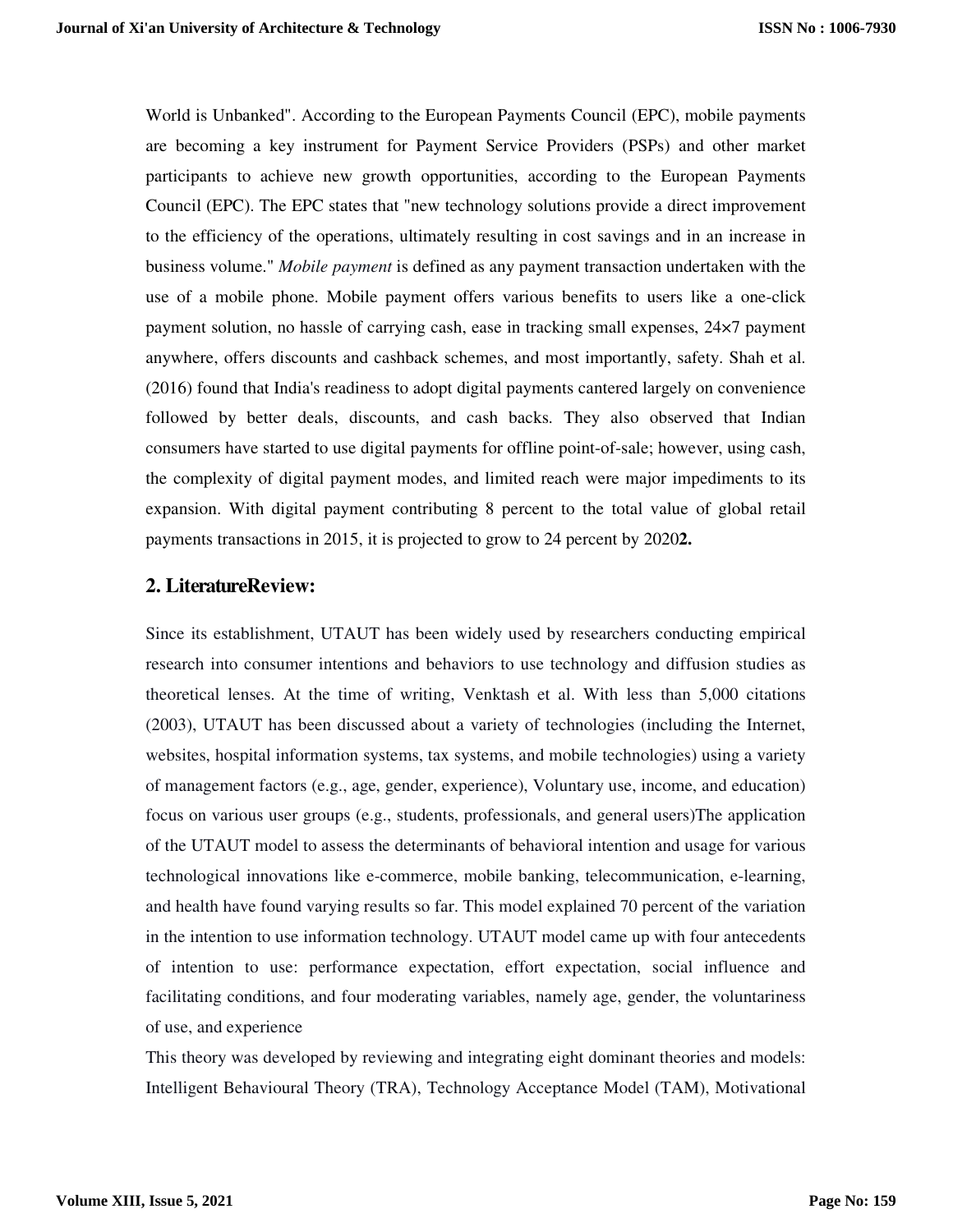World is Unbanked". According to the European Payments Council (EPC), mobile payments are becoming a key instrument for Payment Service Providers (PSPs) and other market participants to achieve new growth opportunities, according to the European Payments Council (EPC). The EPC states that "new technology solutions provide a direct improvement to the efficiency of the operations, ultimately resulting in cost savings and in an increase in business volume." *Mobile payment* is defined as any payment transaction undertaken with the use of a mobile phone. Mobile payment offers various benefits to users like a one-click payment solution, no hassle of carrying cash, ease in tracking small expenses, 24×7 payment anywhere, offers discounts and cashback schemes, and most importantly, safety. Shah et al. (2016) found that India's readiness to adopt digital payments cantered largely on convenience followed by better deals, discounts, and cash backs. They also observed that Indian consumers have started to use digital payments for offline point-of-sale; however, using cash, the complexity of digital payment modes, and limited reach were major impediments to its expansion. With digital payment contributing 8 percent to the total value of global retail payments transactions in 2015, it is projected to grow to 24 percent by 2020**2.**

## 2. LiteratureReview:

Since its establishment, UTAUT has been widely used by researchers conducting empirical research into consumer intentions and behaviors to use technology and diffusion studies as theoretical lenses. At the time of writing, Venktash et al. With less than 5,000 citations (2003), UTAUT has been discussed about a variety of technologies (including the Internet, websites, hospital information systems, tax systems, and mobile technologies) using a variety of management factors (e.g., age, gender, experience), Voluntary use, income, and education) focus on various user groups (e.g., students, professionals, and general users)The application of the UTAUT model to assess the determinants of behavioral intention and usage for various technological innovations like e-commerce, mobile banking, telecommunication, e-learning, and health have found varying results so far. This model explained 70 percent of the variation in the intention to use information technology. UTAUT model came up with four antecedents of intention to use: performance expectation, effort expectation, social influence and facilitating conditions, and four moderating variables, namely age, gender, the voluntariness of use, and experience

This theory was developed by reviewing and integrating eight dominant theories and models: Intelligent Behavioural Theory (TRA), Technology Acceptance Model (TAM), Motivational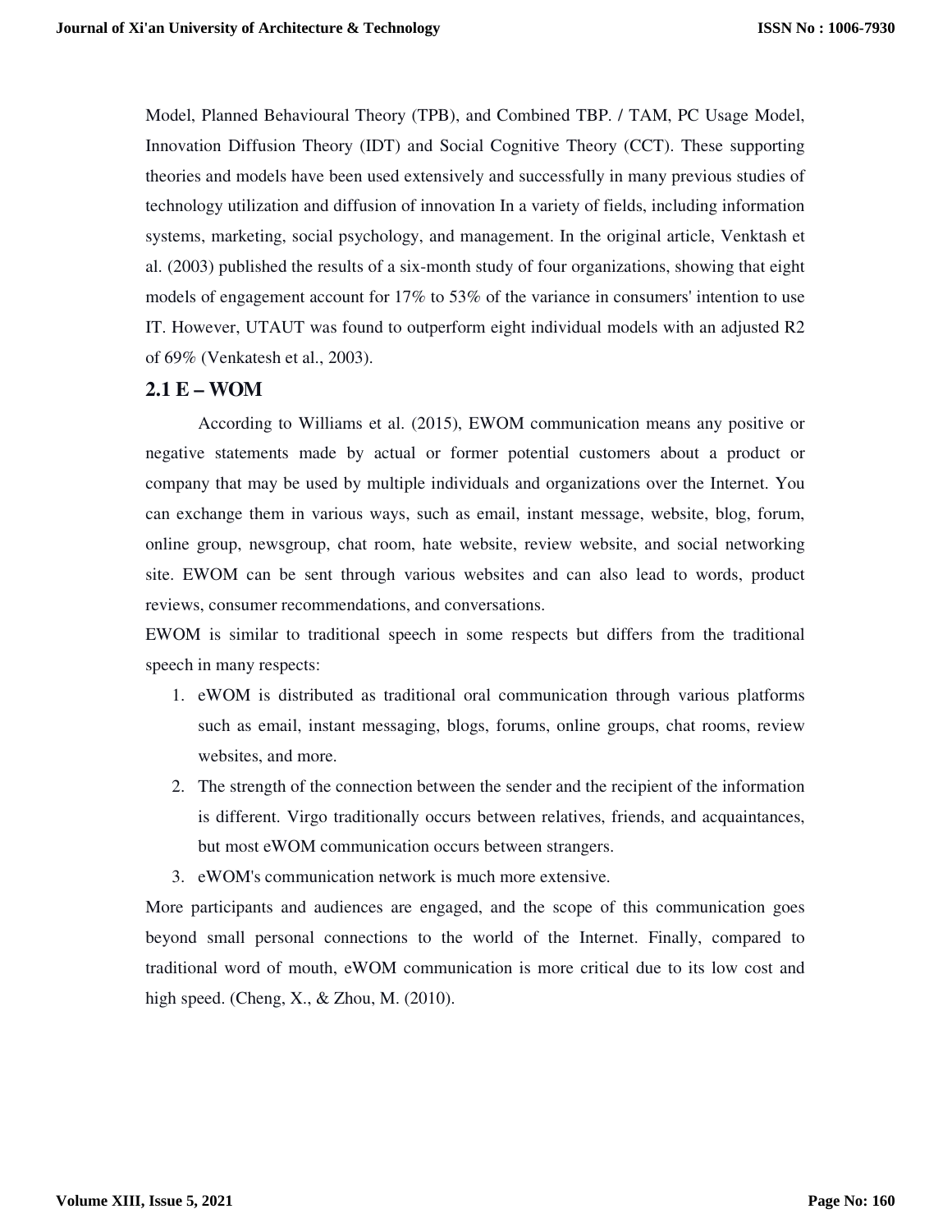Model, Planned Behavioural Theory (TPB), and Combined TBP. / TAM, PC Usage Model, Innovation Diffusion Theory (IDT) and Social Cognitive Theory (CCT). These supporting theories and models have been used extensively and successfully in many previous studies of technology utilization and diffusion of innovation In a variety of fields, including information systems, marketing, social psychology, and management. In the original article, Venktash et al. (2003) published the results of a six-month study of four organizations, showing that eight models of engagement account for 17% to 53% of the variance in consumers' intention to use IT. However, UTAUT was found to outperform eight individual models with an adjusted R2 of 69% (Venkatesh et al., 2003).

## 2.1 E – WOM

According to Williams et al. (2015), EWOM communication means any positive or negative statements made by actual or former potential customers about a product or company that may be used by multiple individuals and organizations over the Internet. You can exchange them in various ways, such as email, instant message, website, blog, forum, online group, newsgroup, chat room, hate website, review website, and social networking site. EWOM can be sent through various websites and can also lead to words, product reviews, consumer recommendations, and conversations.

EWOM is similar to traditional speech in some respects but differs from the traditional speech in many respects:

1. eWOM is distributed as traditional oral communication through various platforms such as email, instant messaging, blogs, forums, online groups, chat rooms, review websites, and more.
2. The strength of the connection between the sender and the recipient of the information is different. Virgo traditionally occurs between relatives, friends, and acquaintances, but most eWOM communication occurs between strangers.
3. eWOM's communication network is much more extensive.

More participants and audiences are engaged, and the scope of this communication goes beyond small personal connections to the world of the Internet. Finally, compared to traditional word of mouth, eWOM communication is more critical due to its low cost and high speed. (Cheng, X., & Zhou, M. (2010).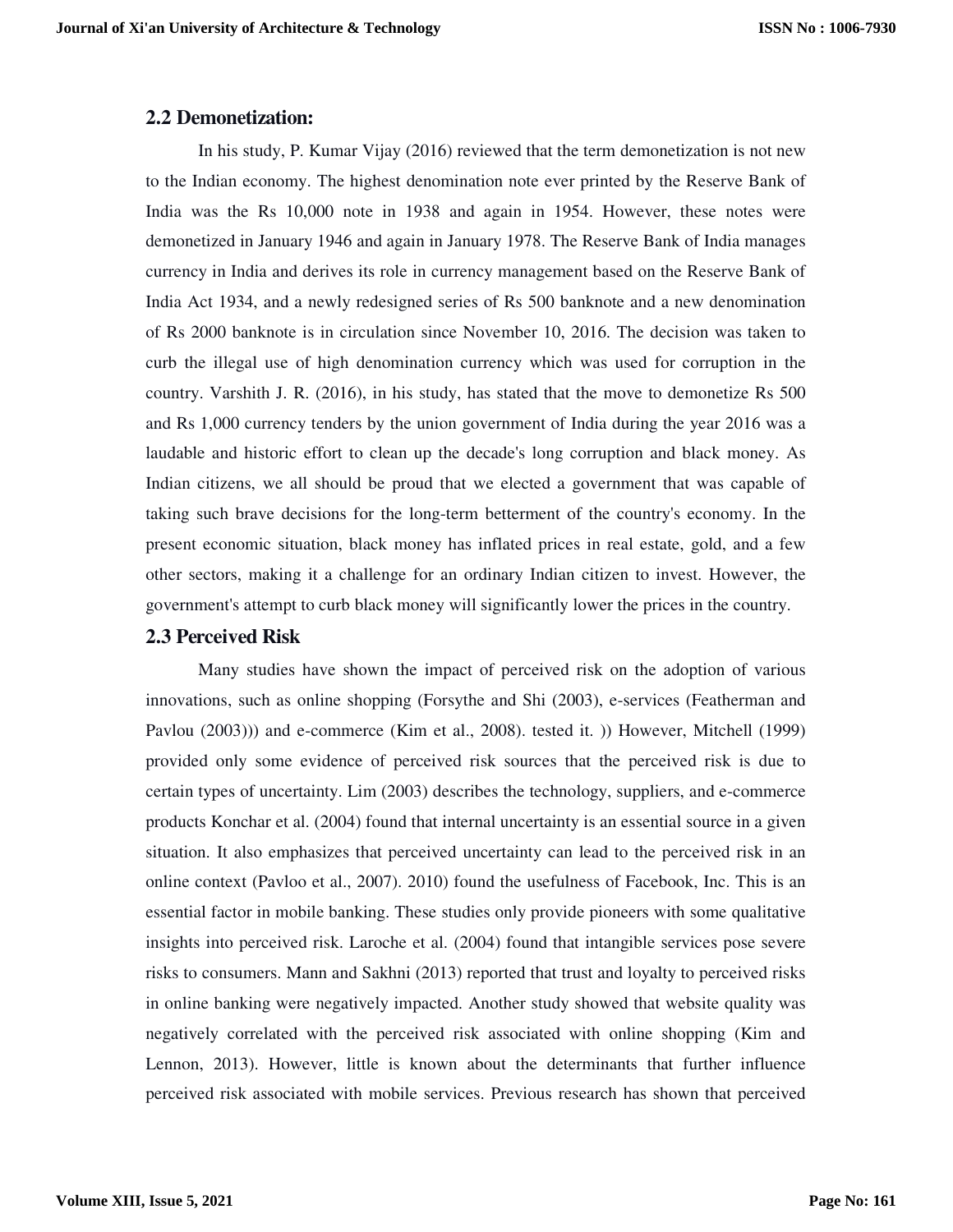## 2.2 Demonetization:

In his study, P. Kumar Vijay (2016) reviewed that the term demonetization is not new to the Indian economy. The highest denomination note ever printed by the Reserve Bank of India was the Rs 10,000 note in 1938 and again in 1954. However, these notes were demonetized in January 1946 and again in January 1978. The Reserve Bank of India manages currency in India and derives its role in currency management based on the Reserve Bank of India Act 1934, and a newly redesigned series of Rs 500 banknote and a new denomination of Rs 2000 banknote is in circulation since November 10, 2016. The decision was taken to curb the illegal use of high denomination currency which was used for corruption in the country. Varshith J. R. (2016), in his study, has stated that the move to demonetize Rs 500 and Rs 1,000 currency tenders by the union government of India during the year 2016 was a laudable and historic effort to clean up the decade's long corruption and black money. As Indian citizens, we all should be proud that we elected a government that was capable of taking such brave decisions for the long-term betterment of the country's economy. In the present economic situation, black money has inflated prices in real estate, gold, and a few other sectors, making it a challenge for an ordinary Indian citizen to invest. However, the government's attempt to curb black money will significantly lower the prices in the country.

## 2.3 Perceived Risk

Many studies have shown the impact of perceived risk on the adoption of various innovations, such as online shopping (Forsythe and Shi (2003), e-services (Featherman and Pavlou (2003))) and e-commerce (Kim et al., 2008). tested it. )) However, Mitchell (1999) provided only some evidence of perceived risk sources that the perceived risk is due to certain types of uncertainty. Lim (2003) describes the technology, suppliers, and e-commerce products Konchar et al. (2004) found that internal uncertainty is an essential source in a given situation. It also emphasizes that perceived uncertainty can lead to the perceived risk in an online context (Pavloo et al., 2007). 2010) found the usefulness of Facebook, Inc. This is an essential factor in mobile banking. These studies only provide pioneers with some qualitative insights into perceived risk. Laroche et al. (2004) found that intangible services pose severe risks to consumers. Mann and Sakhni (2013) reported that trust and loyalty to perceived risks in online banking were negatively impacted. Another study showed that website quality was negatively correlated with the perceived risk associated with online shopping (Kim and Lennon, 2013). However, little is known about the determinants that further influence perceived risk associated with mobile services. Previous research has shown that perceived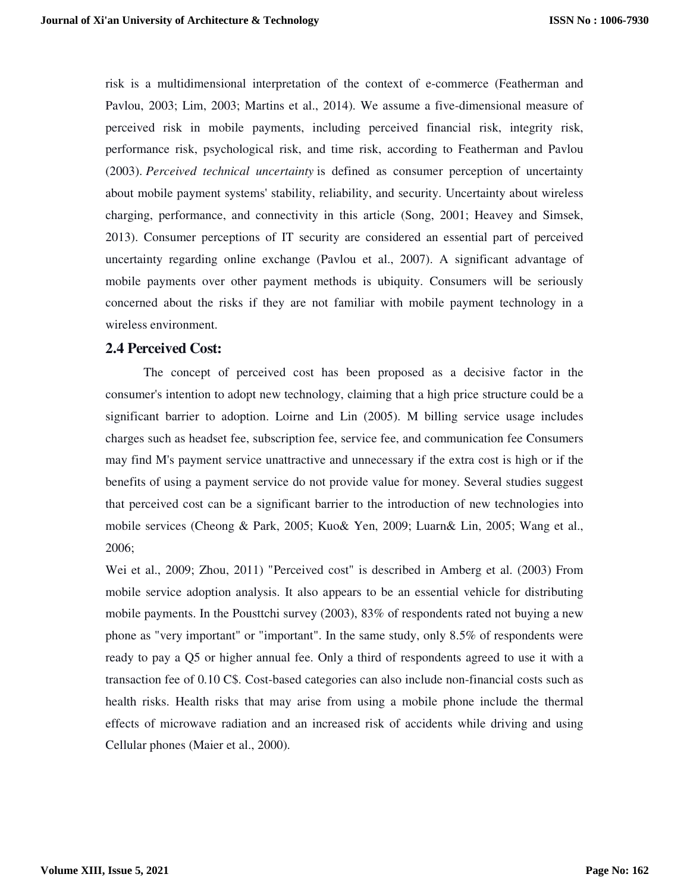risk is a multidimensional interpretation of the context of e-commerce (Featherman and Pavlou, 2003; Lim, 2003; Martins et al., 2014). We assume a five-dimensional measure of perceived risk in mobile payments, including perceived financial risk, integrity risk, performance risk, psychological risk, and time risk, according to Featherman and Pavlou (2003). *Perceived technical uncertainty* is defined as consumer perception of uncertainty about mobile payment systems' stability, reliability, and security. Uncertainty about wireless charging, performance, and connectivity in this article (Song, 2001; Heavey and Simsek, 2013). Consumer perceptions of IT security are considered an essential part of perceived uncertainty regarding online exchange (Pavlou et al., 2007). A significant advantage of mobile payments over other payment methods is ubiquity. Consumers will be seriously concerned about the risks if they are not familiar with mobile payment technology in a wireless environment.

## 2.4 Perceived Cost:

The concept of perceived cost has been proposed as a decisive factor in the consumer's intention to adopt new technology, claiming that a high price structure could be a significant barrier to adoption. Loirne and Lin (2005). M billing service usage includes charges such as headset fee, subscription fee, service fee, and communication fee Consumers may find M's payment service unattractive and unnecessary if the extra cost is high or if the benefits of using a payment service do not provide value for money. Several studies suggest that perceived cost can be a significant barrier to the introduction of new technologies into mobile services (Cheong & Park, 2005; Kuo& Yen, 2009; Luarn& Lin, 2005; Wang et al., 2006;

Wei et al., 2009; Zhou, 2011) "Perceived cost" is described in Amberg et al. (2003) From mobile service adoption analysis. It also appears to be an essential vehicle for distributing mobile payments. In the Pousttchi survey (2003), 83% of respondents rated not buying a new phone as "very important" or "important". In the same study, only 8.5% of respondents were ready to pay a Q5 or higher annual fee. Only a third of respondents agreed to use it with a transaction fee of 0.10 C$. Cost-based categories can also include non-financial costs such as health risks. Health risks that may arise from using a mobile phone include the thermal effects of microwave radiation and an increased risk of accidents while driving and using Cellular phones (Maier et al., 2000).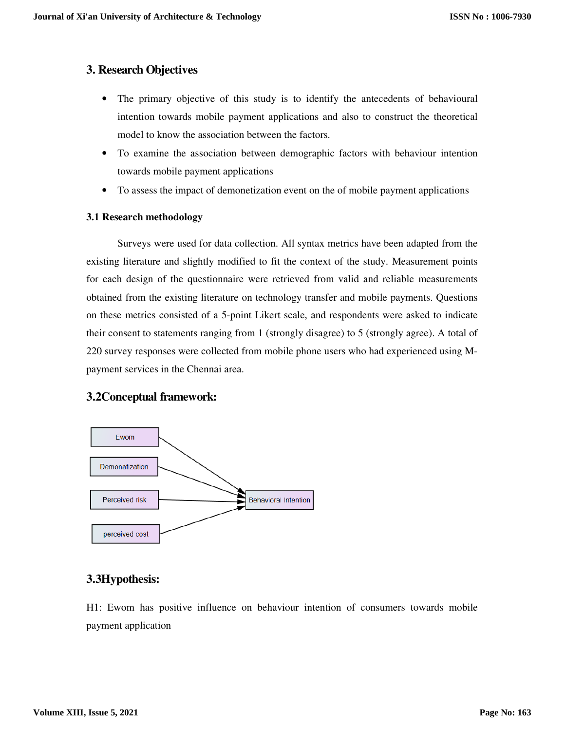## 3. Research Objectives

- The primary objective of this study is to identify the antecedents of behavioural intention towards mobile payment applications and also to construct the theoretical model to know the association between the factors.
- To examine the association between demographic factors with behaviour intention towards mobile payment applications
- To assess the impact of demonetization event on the of mobile payment applications

### 3.1 Research methodology

Surveys were used for data collection. All syntax metrics have been adapted from the existing literature and slightly modified to fit the context of the study. Measurement points for each design of the questionnaire were retrieved from valid and reliable measurements obtained from the existing literature on technology transfer and mobile payments. Questions on these metrics consisted of a 5-point Likert scale, and respondents were asked to indicate their consent to statements ranging from 1 (strongly disagree) to 5 (strongly agree). A total of 220 survey responses were collected from mobile phone users who had experienced using M-payment services in the Chennai area.

## 3.2Conceptual framework:

Ewom → Behavioral Intention
Demonatization → Behavioral Intention
Perceived risk → Behavioral Intention
perceived cost → Behavioral Intention

## 3.3Hypothesis:

H1: Ewom has positive influence on behaviour intention of consumers towards mobile payment application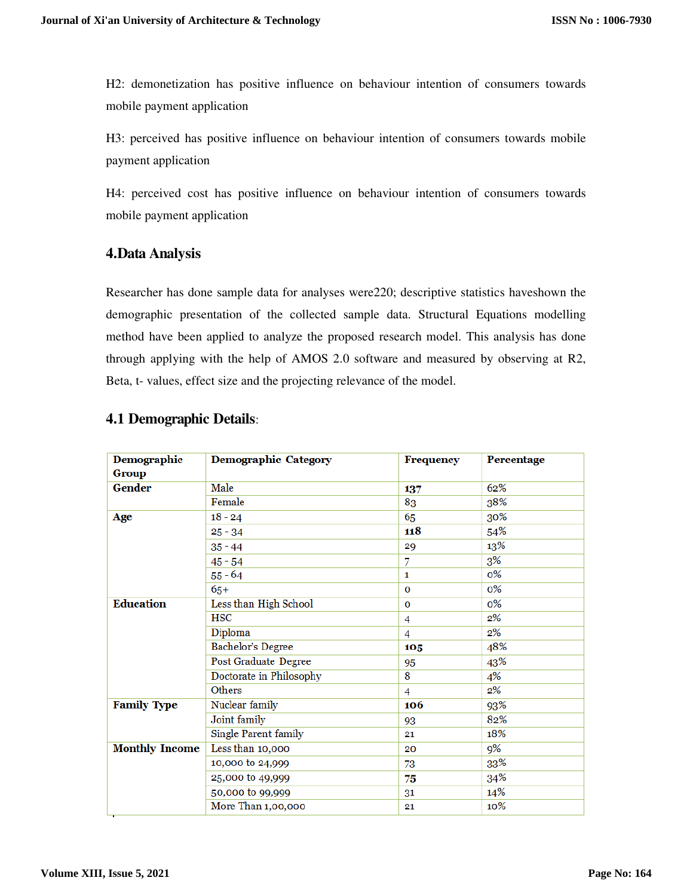H2: demonetization has positive influence on behaviour intention of consumers towards mobile payment application

H3: perceived has positive influence on behaviour intention of consumers towards mobile payment application

H4: perceived cost has positive influence on behaviour intention of consumers towards mobile payment application

## 4.Data Analysis

Researcher has done sample data for analyses were220; descriptive statistics haveshown the demographic presentation of the collected sample data. Structural Equations modelling method have been applied to analyze the proposed research model. This analysis has done through applying with the help of AMOS 2.0 software and measured by observing at R2, Beta, t- values, effect size and the projecting relevance of the model.

### 4.1 Demographic Details:

| Demographic Group | Demographic Category | Frequency | Percentage |
|---|---|---|---|
| **Gender** | Male | **137** | 62% |
| | Female | 83 | 38% |
| **Age** | 18 - 24 | 65 | 30% |
| | 25 - 34 | **118** | 54% |
| | 35 - 44 | 29 | 13% |
| | 45 - 54 | 7 | 3% |
| | 55 - 64 | 1 | 0% |
| | 65+ | 0 | 0% |
| **Education** | Less than High School | 0 | 0% |
| | HSC | 4 | 2% |
| | Diploma | 4 | 2% |
| | Bachelor's Degree | **105** | 48% |
| | Post Graduate Degree | 95 | 43% |
| | Doctorate in Philosophy | 8 | 4% |
| | Others | 4 | 2% |
| **Family Type** | Nuclear family | **106** | 93% |
| | Joint family | 93 | 82% |
| | Single Parent family | 21 | 18% |
| **Monthly Income** | Less than 10,000 | 20 | 9% |
| | 10,000 to 24,999 | 73 | 33% |
| | 25,000 to 49,999 | **75** | 34% |
| | 50,000 to 99,999 | 31 | 14% |
| | More Than 1,00,000 | 21 | 10% |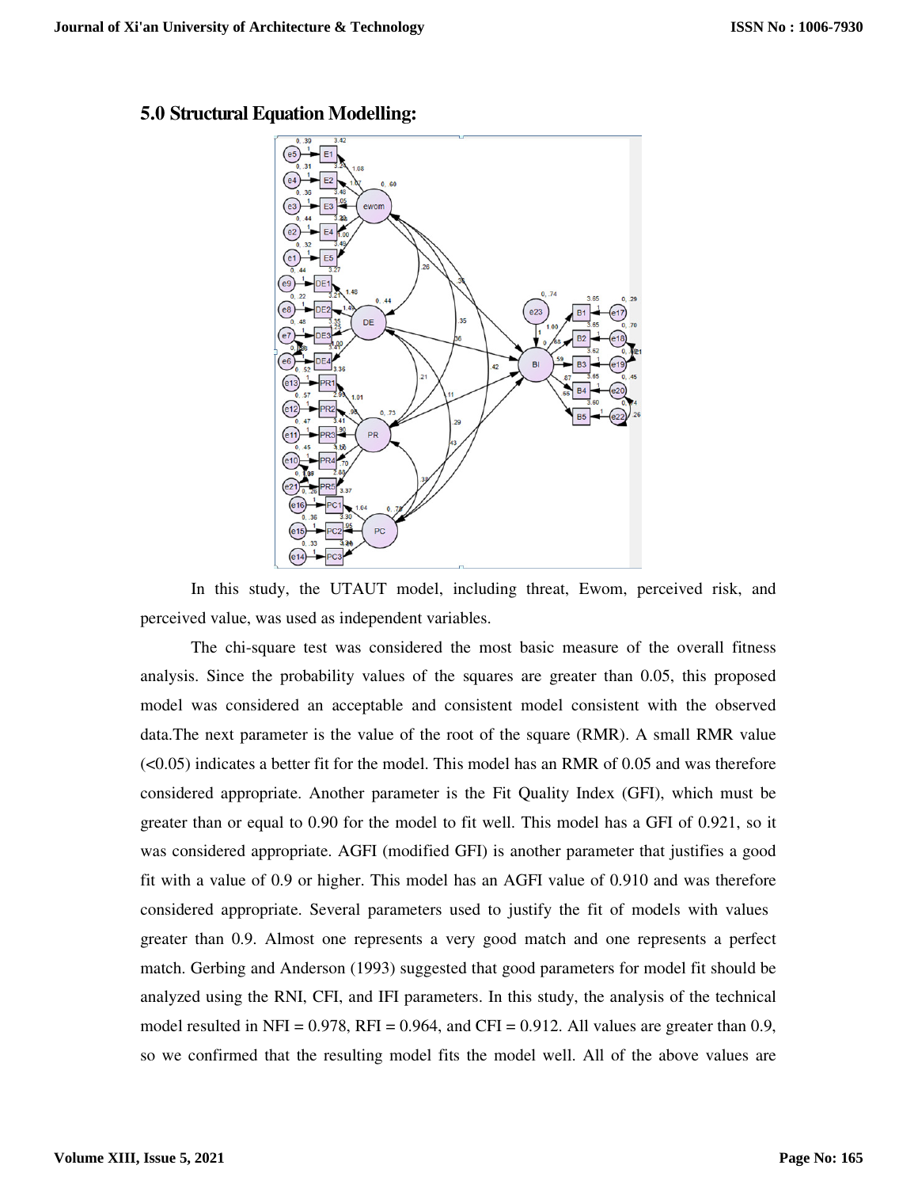## 5.0 Structural Equation Modelling:

In this study, the UTAUT model, including threat, Ewom, perceived risk, and perceived value, was used as independent variables.

The chi-square test was considered the most basic measure of the overall fitness analysis. Since the probability values of the squares are greater than 0.05, this proposed model was considered an acceptable and consistent model consistent with the observed data.The next parameter is the value of the root of the square (RMR). A small RMR value (<0.05) indicates a better fit for the model. This model has an RMR of 0.05 and was therefore considered appropriate. Another parameter is the Fit Quality Index (GFI), which must be greater than or equal to 0.90 for the model to fit well. This model has a GFI of 0.921, so it was considered appropriate. AGFI (modified GFI) is another parameter that justifies a good fit with a value of 0.9 or higher. This model has an AGFI value of 0.910 and was therefore considered appropriate. Several parameters used to justify the fit of models with values greater than 0.9. Almost one represents a very good match and one represents a perfect match. Gerbing and Anderson (1993) suggested that good parameters for model fit should be analyzed using the RNI, CFI, and IFI parameters. In this study, the analysis of the technical model resulted in NFI = 0.978, RFI = 0.964, and CFI = 0.912. All values are greater than 0.9, so we confirmed that the resulting model fits the model well. All of the above values are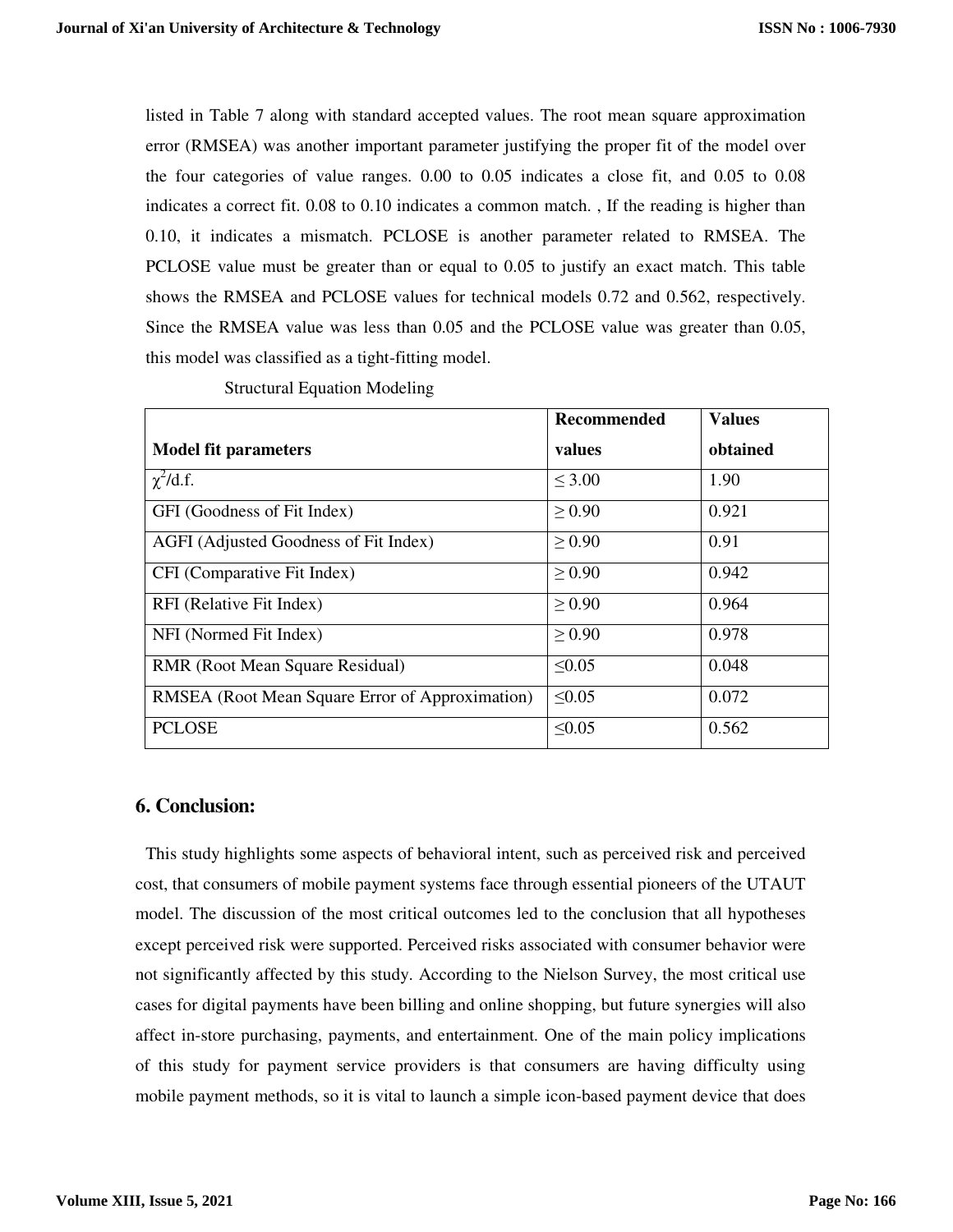listed in Table 7 along with standard accepted values. The root mean square approximation error (RMSEA) was another important parameter justifying the proper fit of the model over the four categories of value ranges. 0.00 to 0.05 indicates a close fit, and 0.05 to 0.08 indicates a correct fit. 0.08 to 0.10 indicates a common match. , If the reading is higher than 0.10, it indicates a mismatch. PCLOSE is another parameter related to RMSEA. The PCLOSE value must be greater than or equal to 0.05 to justify an exact match. This table shows the RMSEA and PCLOSE values for technical models 0.72 and 0.562, respectively. Since the RMSEA value was less than 0.05 and the PCLOSE value was greater than 0.05, this model was classified as a tight-fitting model.

Structural Equation Modeling

| **Model fit parameters** | **Recommended values** | **Values obtained** |
|---|---|---|
| $\chi^2$/d.f. | ≤ 3.00 | 1.90 |
| GFI (Goodness of Fit Index) | ≥ 0.90 | 0.921 |
| AGFI (Adjusted Goodness of Fit Index) | ≥ 0.90 | 0.91 |
| CFI (Comparative Fit Index) | ≥ 0.90 | 0.942 |
| RFI (Relative Fit Index) | ≥ 0.90 | 0.964 |
| NFI (Normed Fit Index) | ≥ 0.90 | 0.978 |
| RMR (Root Mean Square Residual) | ≤0.05 | 0.048 |
| RMSEA (Root Mean Square Error of Approximation) | ≤0.05 | 0.072 |
| PCLOSE | ≤0.05 | 0.562 |

## 6. Conclusion:

This study highlights some aspects of behavioral intent, such as perceived risk and perceived cost, that consumers of mobile payment systems face through essential pioneers of the UTAUT model. The discussion of the most critical outcomes led to the conclusion that all hypotheses except perceived risk were supported. Perceived risks associated with consumer behavior were not significantly affected by this study. According to the Nielson Survey, the most critical use cases for digital payments have been billing and online shopping, but future synergies will also affect in-store purchasing, payments, and entertainment. One of the main policy implications of this study for payment service providers is that consumers are having difficulty using mobile payment methods, so it is vital to launch a simple icon-based payment device that does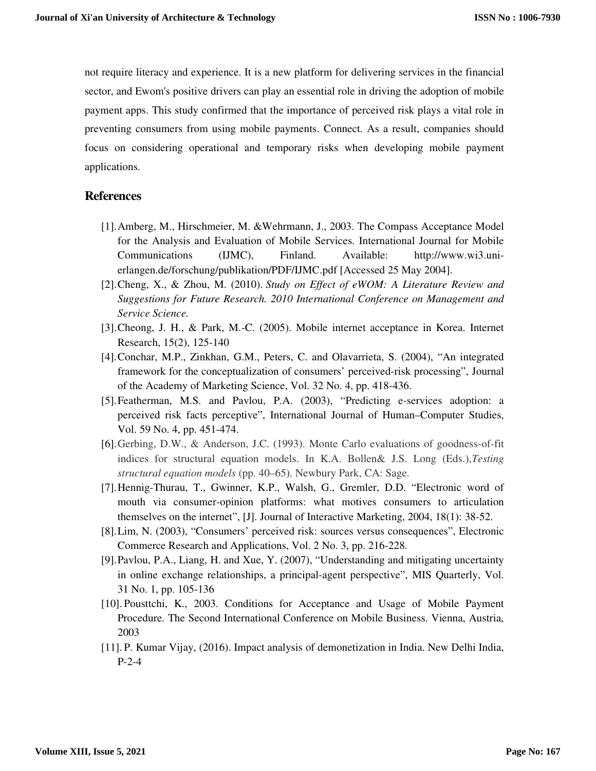not require literacy and experience. It is a new platform for delivering services in the financial sector, and Ewom's positive drivers can play an essential role in driving the adoption of mobile payment apps. This study confirmed that the importance of perceived risk plays a vital role in preventing consumers from using mobile payments. Connect. As a result, companies should focus on considering operational and temporary risks when developing mobile payment applications.

## References

[1]. Amberg, M., Hirschmeier, M. &Wehrmann, J., 2003. The Compass Acceptance Model for the Analysis and Evaluation of Mobile Services. International Journal for Mobile Communications (IJMC), Finland. Available: http://www.wi3.uni-erlangen.de/forschung/publikation/PDF/IJMC.pdf [Accessed 25 May 2004].

[2]. Cheng, X., & Zhou, M. (2010). *Study on Effect of eWOM: A Literature Review and Suggestions for Future Research. 2010 International Conference on Management and Service Science.*

[3]. Cheong, J. H., & Park, M.-C. (2005). Mobile internet acceptance in Korea. Internet Research, 15(2), 125-140

[4]. Conchar, M.P., Zinkhan, G.M., Peters, C. and Olavarrieta, S. (2004), "An integrated framework for the conceptualization of consumers' perceived-risk processing", Journal of the Academy of Marketing Science, Vol. 32 No. 4, pp. 418-436.

[5]. Featherman, M.S. and Pavlou, P.A. (2003), "Predicting e-services adoption: a perceived risk facts perceptive", International Journal of Human–Computer Studies, Vol. 59 No. 4, pp. 451-474.

[6]. Gerbing, D.W., & Anderson, J.C. (1993). Monte Carlo evaluations of goodness-of-fit indices for structural equation models. In K.A. Bollen& J.S. Long (Eds.),*Testing structural equation models* (pp. 40–65). Newbury Park, CA: Sage.

[7]. Hennig-Thurau, T., Gwinner, K.P., Walsh, G., Gremler, D.D. "Electronic word of mouth via consumer-opinion platforms: what motives consumers to articulation themselves on the internet", [J]. Journal of Interactive Marketing, 2004, 18(1): 38-52.

[8]. Lim, N. (2003), "Consumers' perceived risk: sources versus consequences", Electronic Commerce Research and Applications, Vol. 2 No. 3, pp. 216-228.

[9]. Pavlou, P.A., Liang, H. and Xue, Y. (2007), "Understanding and mitigating uncertainty in online exchange relationships, a principal-agent perspective", MIS Quarterly, Vol. 31 No. 1, pp. 105-136

[10]. Pousttchi, K., 2003. Conditions for Acceptance and Usage of Mobile Payment Procedure. The Second International Conference on Mobile Business. Vienna, Austria, 2003

[11]. P. Kumar Vijay, (2016). Impact analysis of demonetization in India. New Delhi India, P-2-4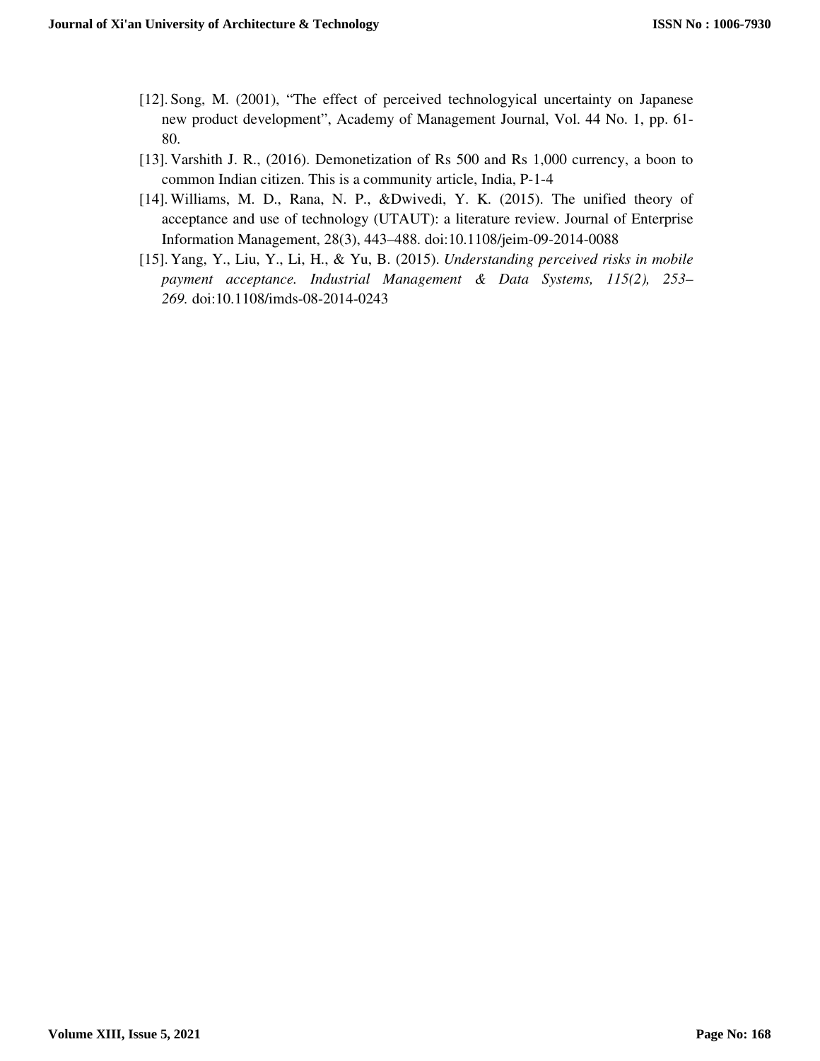[12]. Song, M. (2001), "The effect of perceived technologyical uncertainty on Japanese new product development", Academy of Management Journal, Vol. 44 No. 1, pp. 61-80.

[13]. Varshith J. R., (2016). Demonetization of Rs 500 and Rs 1,000 currency, a boon to common Indian citizen. This is a community article, India, P-1-4

[14]. Williams, M. D., Rana, N. P., &Dwivedi, Y. K. (2015). The unified theory of acceptance and use of technology (UTAUT): a literature review. Journal of Enterprise Information Management, 28(3), 443–488. doi:10.1108/jeim-09-2014-0088

[15]. Yang, Y., Liu, Y., Li, H., & Yu, B. (2015). *Understanding perceived risks in mobile payment acceptance. Industrial Management & Data Systems, 115(2), 253–269.* doi:10.1108/imds-08-2014-0243